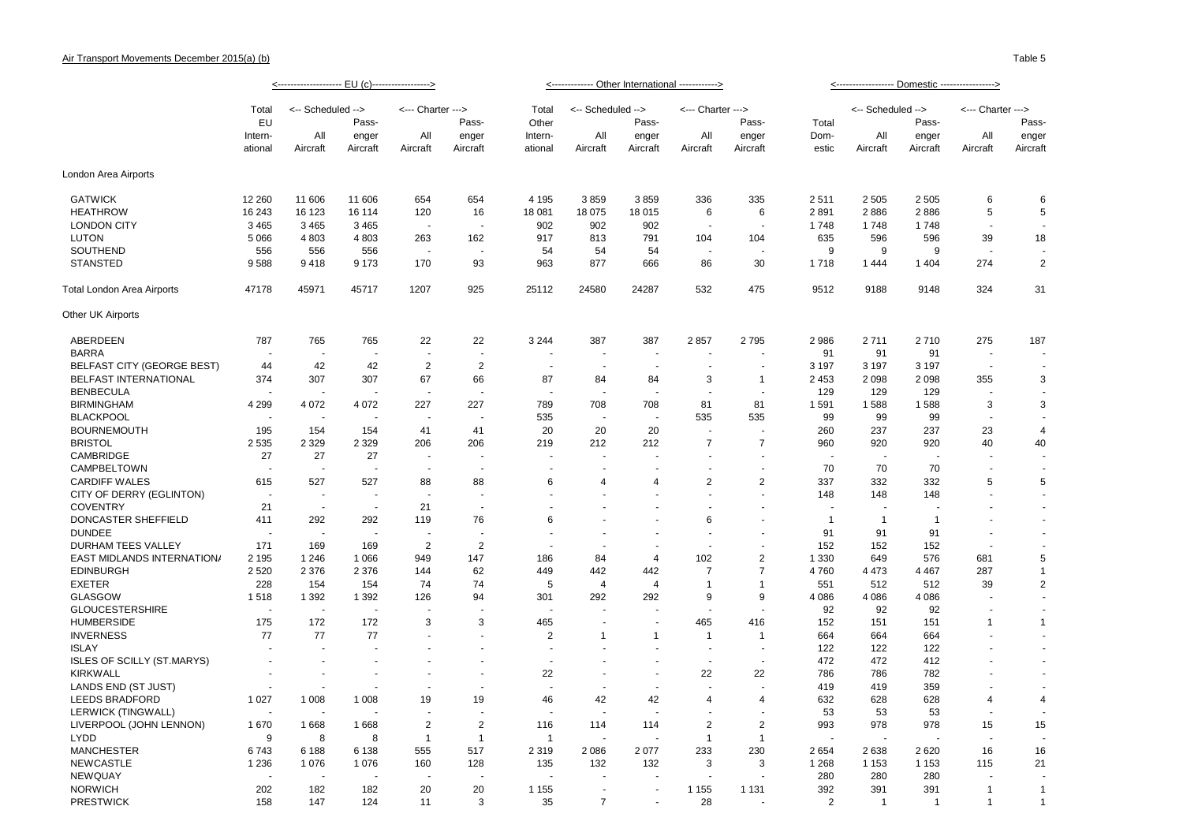Air Transport Movements December 2015(a) (b)

Table 5

| | EU (c) | | | | | Other International | | | | | Domestic | | | | |
|---|---|---|---|---|---|---|---|---|---|---|---|---|---|---|---|
| | Total EU International | Scheduled All Aircraft | Scheduled Passenger Aircraft | Charter All Aircraft | Charter Passenger Aircraft | Total Other International | Scheduled All Aircraft | Scheduled Passenger Aircraft | Charter All Aircraft | Charter Passenger Aircraft | Total Domestic | Scheduled All Aircraft | Scheduled Passenger Aircraft | Charter All Aircraft | Charter Passenger Aircraft |
| **London Area Airports** | | | | | | | | | | | | | | | |
| GATWICK | 12 260 | 11 606 | 11 606 | 654 | 654 | 4 195 | 3 859 | 3 859 | 336 | 335 | 2 511 | 2 505 | 2 505 | 6 | 6 |
| HEATHROW | 16 243 | 16 123 | 16 114 | 120 | 16 | 18 081 | 18 075 | 18 015 | 6 | 6 | 2 891 | 2 886 | 2 886 | 5 | 5 |
| LONDON CITY | 3 465 | 3 465 | 3 465 | - | - | 902 | 902 | 902 | - | - | 1 748 | 1 748 | 1 748 | - | - |
| LUTON | 5 066 | 4 803 | 4 803 | 263 | 162 | 917 | 813 | 791 | 104 | 104 | 635 | 596 | 596 | 39 | 18 |
| SOUTHEND | 556 | 556 | 556 | - | - | 54 | 54 | 54 | - | - | 9 | 9 | 9 | - | - |
| STANSTED | 9 588 | 9 418 | 9 173 | 170 | 93 | 963 | 877 | 666 | 86 | 30 | 1 718 | 1 444 | 1 404 | 274 | 2 |
| Total London Area Airports | 47178 | 45971 | 45717 | 1207 | 925 | 25112 | 24580 | 24287 | 532 | 475 | 9512 | 9188 | 9148 | 324 | 31 |
| **Other UK Airports** | | | | | | | | | | | | | | | |
| ABERDEEN | 787 | 765 | 765 | 22 | 22 | 3 244 | 387 | 387 | 2 857 | 2 795 | 2 986 | 2 711 | 2 710 | 275 | 187 |
| BARRA | - | - | - | - | - | - | - | - | - | - | 91 | 91 | 91 | - | - |
| BELFAST CITY (GEORGE BEST) | 44 | 42 | 42 | 2 | 2 | - | - | - | - | - | 3 197 | 3 197 | 3 197 | - | - |
| BELFAST INTERNATIONAL | 374 | 307 | 307 | 67 | 66 | 87 | 84 | 84 | 3 | 1 | 2 453 | 2 098 | 2 098 | 355 | 3 |
| BENBECULA | - | - | - | - | - | - | - | - | - | - | 129 | 129 | 129 | - | - |
| BIRMINGHAM | 4 299 | 4 072 | 4 072 | 227 | 227 | 789 | 708 | 708 | 81 | 81 | 1 591 | 1 588 | 1 588 | 3 | 3 |
| BLACKPOOL | - | - | - | - | - | 535 | - | - | 535 | 535 | 99 | 99 | 99 | - | - |
| BOURNEMOUTH | 195 | 154 | 154 | 41 | 41 | 20 | 20 | 20 | - | - | 260 | 237 | 237 | 23 | 4 |
| BRISTOL | 2 535 | 2 329 | 2 329 | 206 | 206 | 219 | 212 | 212 | 7 | 7 | 960 | 920 | 920 | 40 | 40 |
| CAMBRIDGE | 27 | 27 | 27 | - | - | - | - | - | - | - | - | - | - | - | - |
| CAMPBELTOWN | - | - | - | - | - | - | - | - | - | - | 70 | 70 | 70 | - | - |
| CARDIFF WALES | 615 | 527 | 527 | 88 | 88 | 6 | 4 | 4 | 2 | 2 | 337 | 332 | 332 | 5 | 5 |
| CITY OF DERRY (EGLINTON) | - | - | - | - | - | - | - | - | - | - | 148 | 148 | 148 | - | - |
| COVENTRY | 21 | - | - | 21 | - | - | - | - | - | - | - | - | - | - | - |
| DONCASTER SHEFFIELD | 411 | 292 | 292 | 119 | 76 | 6 | - | - | 6 | - | 1 | 1 | 1 | - | - |
| DUNDEE | - | - | - | - | - | - | - | - | - | - | 91 | 91 | 91 | - | - |
| DURHAM TEES VALLEY | 171 | 169 | 169 | 2 | 2 | - | - | - | - | - | 152 | 152 | 152 | - | - |
| EAST MIDLANDS INTERNATIONA/ | 2 195 | 1 246 | 1 066 | 949 | 147 | 186 | 84 | 4 | 102 | 2 | 1 330 | 649 | 576 | 681 | 5 |
| EDINBURGH | 2 520 | 2 376 | 2 376 | 144 | 62 | 449 | 442 | 442 | 7 | 7 | 4 760 | 4 473 | 4 467 | 287 | 1 |
| EXETER | 228 | 154 | 154 | 74 | 74 | 5 | 4 | 4 | 1 | 1 | 551 | 512 | 512 | 39 | 2 |
| GLASGOW | 1 518 | 1 392 | 1 392 | 126 | 94 | 301 | 292 | 292 | 9 | 9 | 4 086 | 4 086 | 4 086 | - | - |
| GLOUCESTERSHIRE | - | - | - | - | - | - | - | - | - | - | 92 | 92 | 92 | - | - |
| HUMBERSIDE | 175 | 172 | 172 | 3 | 3 | 465 | - | - | 465 | 416 | 152 | 151 | 151 | 1 | 1 |
| INVERNESS | 77 | 77 | 77 | - | - | 2 | 1 | 1 | 1 | 1 | 664 | 664 | 664 | - | - |
| ISLAY | - | - | - | - | - | - | - | - | - | - | 122 | 122 | 122 | - | - |
| ISLES OF SCILLY (ST.MARYS) | - | - | - | - | - | - | - | - | - | - | 472 | 472 | 412 | - | - |
| KIRKWALL | - | - | - | - | - | 22 | - | - | 22 | 22 | 786 | 786 | 782 | - | - |
| LANDS END (ST JUST) | - | - | - | - | - | - | - | - | - | - | 419 | 419 | 359 | - | - |
| LEEDS BRADFORD | 1 027 | 1 008 | 1 008 | 19 | 19 | 46 | 42 | 42 | 4 | 4 | 632 | 628 | 628 | 4 | 4 |
| LERWICK (TINGWALL) | - | - | - | - | - | - | - | - | - | - | 53 | 53 | 53 | - | - |
| LIVERPOOL (JOHN LENNON) | 1 670 | 1 668 | 1 668 | 2 | 2 | 116 | 114 | 114 | 2 | 2 | 993 | 978 | 978 | 15 | 15 |
| LYDD | 9 | 8 | 8 | 1 | 1 | 1 | - | - | 1 | 1 | - | - | - | - | - |
| MANCHESTER | 6 743 | 6 188 | 6 138 | 555 | 517 | 2 319 | 2 086 | 2 077 | 233 | 230 | 2 654 | 2 638 | 2 620 | 16 | 16 |
| NEWCASTLE | 1 236 | 1 076 | 1 076 | 160 | 128 | 135 | 132 | 132 | 3 | 3 | 1 268 | 1 153 | 1 153 | 115 | 21 |
| NEWQUAY | - | - | - | - | - | - | - | - | - | - | 280 | 280 | 280 | - | - |
| NORWICH | 202 | 182 | 182 | 20 | 20 | 1 155 | - | - | 1 155 | 1 131 | 392 | 391 | 391 | 1 | 1 |
| PRESTWICK | 158 | 147 | 124 | 11 | 3 | 35 | 7 | - | 28 | - | 2 | 1 | 1 | 1 | 1 |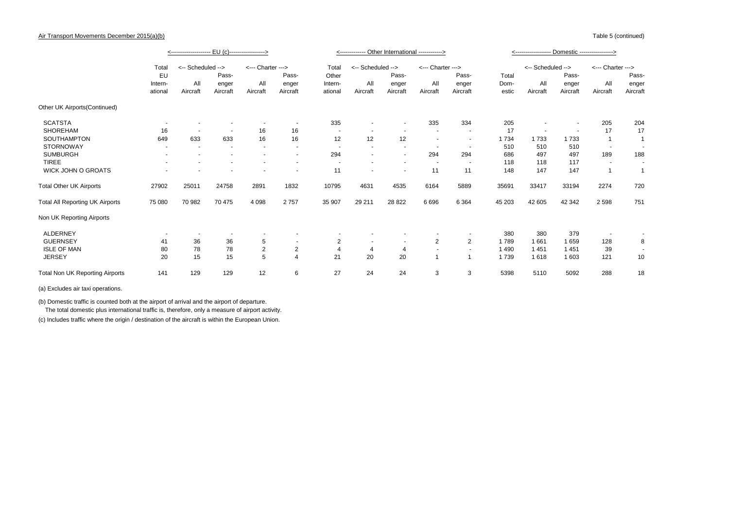Air Transport Movements December 2015(a)(b)

Table 5 (continued)

| | EU (c) | | | | | Other International | | | | | Domestic | | | | |
|---|---|---|---|---|---|---|---|---|---|---|---|---|---|---|---|
| | Total EU Intern-ational | Scheduled | | Charter | | Total Other Intern-ational | Scheduled | | Charter | | Total Dom-estic | Scheduled | | Charter | |
| | | All Aircraft | Pass-enger Aircraft | All Aircraft | Pass-enger Aircraft | | All Aircraft | Pass-enger Aircraft | All Aircraft | Pass-enger Aircraft | | All Aircraft | Pass-enger Aircraft | All Aircraft | Pass-enger Aircraft |
| **Other UK Airports(Continued)** | | | | | | | | | | | | | | | |
| SCATSTA | - | - | - | - | - | 335 | - | - | 335 | 334 | 205 | - | - | 205 | 204 |
| SHOREHAM | 16 | - | - | 16 | 16 | - | - | - | - | - | 17 | - | - | 17 | 17 |
| SOUTHAMPTON | 649 | 633 | 633 | 16 | 16 | 12 | 12 | 12 | - | - | 1 734 | 1 733 | 1 733 | 1 | 1 |
| STORNOWAY | - | - | - | - | - | - | - | - | - | - | 510 | 510 | 510 | - | - |
| SUMBURGH | - | - | - | - | - | 294 | - | - | 294 | 294 | 686 | 497 | 497 | 189 | 188 |
| TIREE | - | - | - | - | - | - | - | - | - | - | 118 | 118 | 117 | - | - |
| WICK JOHN O GROATS | - | - | - | - | - | 11 | - | - | 11 | 11 | 148 | 147 | 147 | 1 | 1 |
| Total Other UK Airports | 27902 | 25011 | 24758 | 2891 | 1832 | 10795 | 4631 | 4535 | 6164 | 5889 | 35691 | 33417 | 33194 | 2274 | 720 |
| Total All Reporting UK Airports | 75 080 | 70 982 | 70 475 | 4 098 | 2 757 | 35 907 | 29 211 | 28 822 | 6 696 | 6 364 | 45 203 | 42 605 | 42 342 | 2 598 | 751 |
| **Non UK Reporting Airports** | | | | | | | | | | | | | | | |
| ALDERNEY | - | - | - | - | - | - | - | - | - | - | 380 | 380 | 379 | - | - |
| GUERNSEY | 41 | 36 | 36 | 5 | - | 2 | - | - | 2 | 2 | 1 789 | 1 661 | 1 659 | 128 | 8 |
| ISLE OF MAN | 80 | 78 | 78 | 2 | 2 | 4 | 4 | 4 | - | - | 1 490 | 1 451 | 1 451 | 39 | - |
| JERSEY | 20 | 15 | 15 | 5 | 4 | 21 | 20 | 20 | 1 | 1 | 1 739 | 1 618 | 1 603 | 121 | 10 |
| Total Non UK Reporting Airports | 141 | 129 | 129 | 12 | 6 | 27 | 24 | 24 | 3 | 3 | 5398 | 5110 | 5092 | 288 | 18 |

(a) Excludes air taxi operations.

(b) Domestic traffic is counted both at the airport of arrival and the airport of departure.
The total domestic plus international traffic is, therefore, only a measure of airport activity.

(c) Includes traffic where the origin / destination of the aircraft is within the European Union.